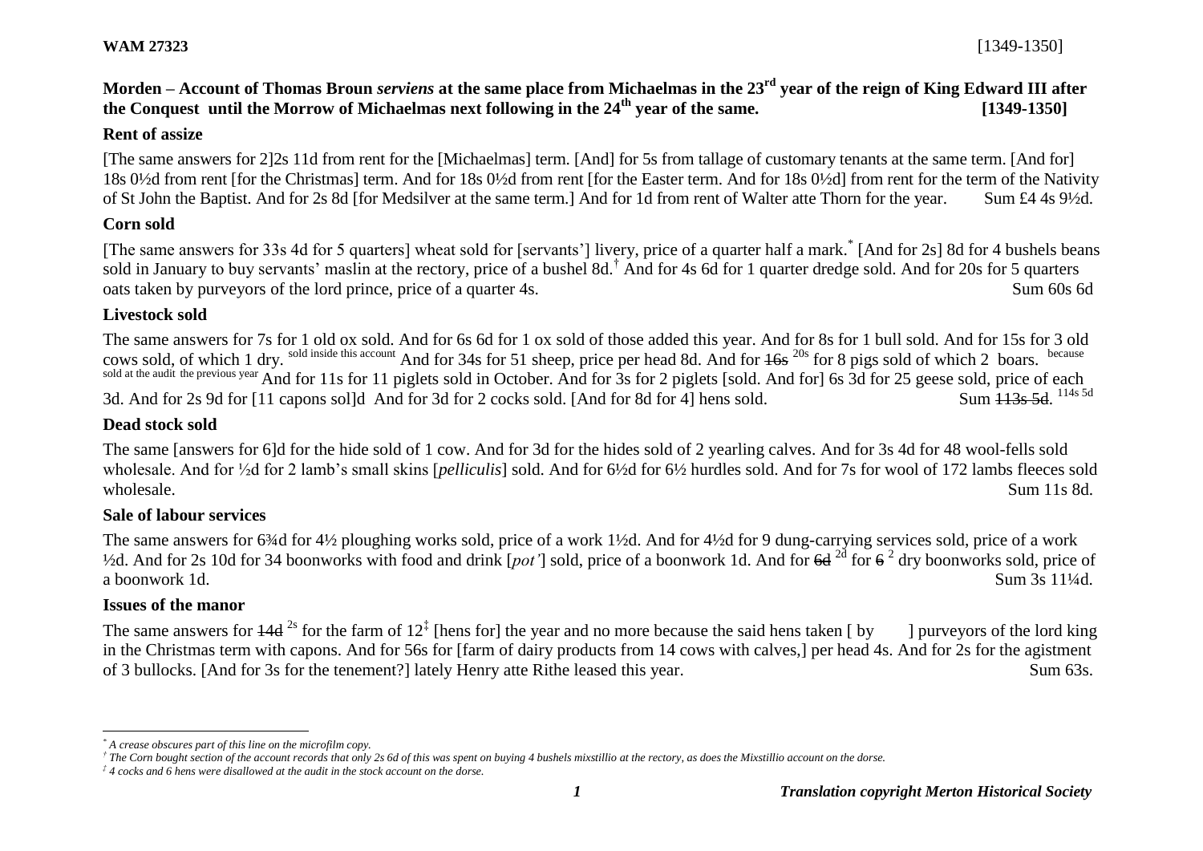**WAM 27323** [1349-1350]

## Morden – Account of Thomas Broun *serviens* at the same place from Michaelmas in the 23rd year of the reign of King Edward III after the Conquest until the Morrow of Michaelmas next following in the 24th year of the same. [1349-1350]

### Rent of assize

[The same answers for 2]2s 11d from rent for the [Michaelmas] term. [And] for 5s from tallage of customary tenants at the same term. [And for] 18s 0½d from rent [for the Christmas] term. And for 18s 0½d from rent [for the Easter term. And for 18s 0½d] from rent for the term of the Nativity of St John the Baptist. And for 2s 8d [for Medsilver at the same term.] And for 1d from rent of Walter atte Thorn for the year. Sum £4 4s 9½d.

### Corn sold

[The same answers for 33s 4d for 5 quarters] wheat sold for [servants'] livery, price of a quarter half a mark.* [And for 2s] 8d for 4 bushels beans sold in January to buy servants' maslin at the rectory, price of a bushel 8d.† And for 4s 6d for 1 quarter dredge sold. And for 20s for 5 quarters oats taken by purveyors of the lord prince, price of a quarter 4s. Sum 60s 6d

### Livestock sold

The same answers for 7s for 1 old ox sold. And for 6s 6d for 1 ox sold of those added this year. And for 8s for 1 bull sold. And for 15s for 3 old cows sold, of which 1 dry. sold inside this account And for 34s for 51 sheep, price per head 8d. And for ~~16s~~ 20s for 8 pigs sold of which 2 boars. because sold at the audit the previous year And for 11s for 11 piglets sold in October. And for 3s for 2 piglets [sold. And for] 6s 3d for 25 geese sold, price of each 3d. And for 2s 9d for [11 capons sol]d And for 3d for 2 cocks sold. [And for 8d for 4] hens sold. Sum ~~113s 5d~~. 114s 5d

### Dead stock sold

The same [answers for 6]d for the hide sold of 1 cow. And for 3d for the hides sold of 2 yearling calves. And for 3s 4d for 48 wool-fells sold wholesale. And for ½d for 2 lamb's small skins [*pelliculis*] sold. And for 6½d for 6½ hurdles sold. And for 7s for wool of 172 lambs fleeces sold wholesale. Sum 11s 8d.

### Sale of labour services

The same answers for 6¾d for 4½ ploughing works sold, price of a work 1½d. And for 4½d for 9 dung-carrying services sold, price of a work ½d. And for 2s 10d for 34 boonworks with food and drink [*pot'*] sold, price of a boonwork 1d. And for ~~6d~~ 2d for ~~6~~ 2 dry boonworks sold, price of a boonwork 1d. Sum 3s 11¼d.

### Issues of the manor

The same answers for ~~14d~~ 2s for the farm of 12‡ [hens for] the year and no more because the said hens taken [ by ] purveyors of the lord king in the Christmas term with capons. And for 56s for [farm of dairy products from 14 cows with calves,] per head 4s. And for 2s for the agistment of 3 bullocks. [And for 3s for the tenement?] lately Henry atte Rithe leased this year. Sum 63s.

---

\* *A crease obscures part of this line on the microfilm copy.*

† *The Corn bought section of the account records that only 2s 6d of this was spent on buying 4 bushels mixstillio at the rectory, as does the Mixstillio account on the dorse.*

‡ *4 cocks and 6 hens were disallowed at the audit in the stock account on the dorse.*

***Translation copyright Merton Historical Society***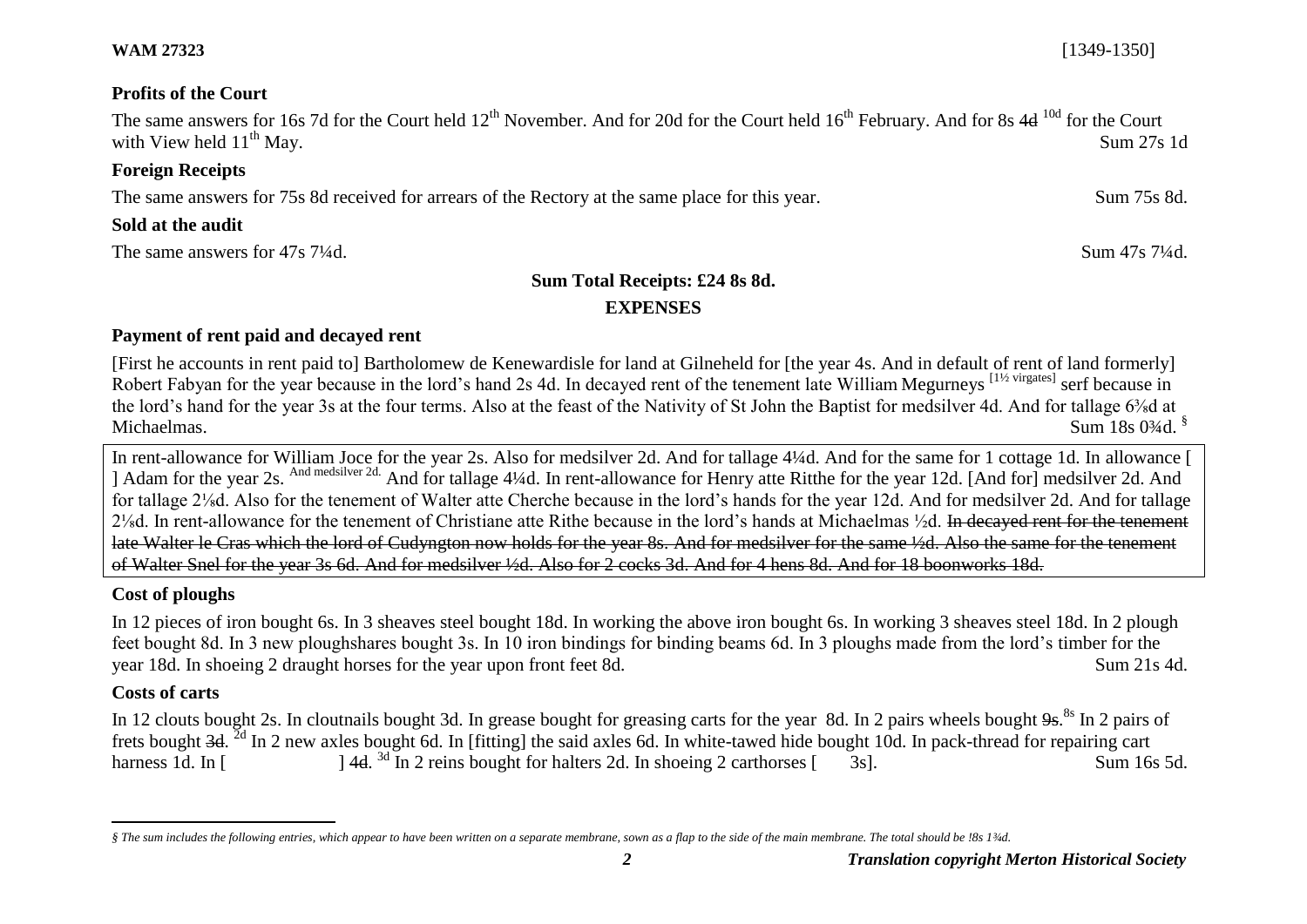**WAM 27323** [1349-1350]

**Profits of the Court**

The same answers for 16s 7d for the Court held 12th November. And for 20d for the Court held 16th February. And for 8s ~~4d~~ [10d] for the Court with View held 11th May. Sum 27s 1d

**Foreign Receipts**

The same answers for 75s 8d received for arrears of the Rectory at the same place for this year. Sum 75s 8d.

**Sold at the audit**

The same answers for 47s 7¼d. Sum 47s 7¼d.

**Sum Total Receipts: £24 8s 8d.**

**EXPENSES**

**Payment of rent paid and decayed rent**

[First he accounts in rent paid to] Bartholomew de Kenewardisle for land at Gilneheld for [the year 4s. And in default of rent of land formerly] Robert Fabyan for the year because in the lord's hand 2s 4d. In decayed rent of the tenement late William Megurneys [1½ virgates] serf because in the lord's hand for the year 3s at the four terms. Also at the feast of the Nativity of St John the Baptist for medsilver 4d. And for tallage 6⅜d at Michaelmas. Sum 18s 0¾d. §

In rent-allowance for William Joce for the year 2s. Also for medsilver 2d. And for tallage 4¼d. And for the same for 1 cottage 1d. In allowance [ ] Adam for the year 2s. [And medsilver 2d.] And for tallage 4¼d. In rent-allowance for Henry atte Ritthe for the year 12d. [And for] medsilver 2d. And for tallage 2⅛d. Also for the tenement of Walter atte Cherche because in the lord's hands for the year 12d. And for medsilver 2d. And for tallage 2⅛d. In rent-allowance for the tenement of Christiane atte Rithe because in the lord's hands at Michaelmas ½d. ~~In decayed rent for the tenement late Walter le Cras which the lord of Cudyngton now holds for the year 8s. And for medsilver for the same ½d. Also the same for the tenement of Walter Snel for the year 3s 6d. And for medsilver ½d. Also for 2 cocks 3d. And for 4 hens 8d. And for 18 boonworks 18d.~~

**Cost of ploughs**

In 12 pieces of iron bought 6s. In 3 sheaves steel bought 18d. In working the above iron bought 6s. In working 3 sheaves steel 18d. In 2 plough feet bought 8d. In 3 new ploughshares bought 3s. In 10 iron bindings for binding beams 6d. In 3 ploughs made from the lord's timber for the year 18d. In shoeing 2 draught horses for the year upon front feet 8d. Sum 21s 4d.

**Costs of carts**

In 12 clouts bought 2s. In cloutnails bought 3d. In grease bought for greasing carts for the year 8d. In 2 pairs wheels bought ~~9s~~.[8s] In 2 pairs of frets bought ~~3d~~. [2d] In 2 new axles bought 6d. In [fitting] the said axles 6d. In white-tawed hide bought 10d. In pack-thread for repairing cart harness 1d. In [ ] ~~4d~~. [3d] In 2 reins bought for halters 2d. In shoeing 2 carthorses [ 3s]. Sum 16s 5d.

---

*§ The sum includes the following entries, which appear to have been written on a separate membrane, sown as a flap to the side of the main membrane. The total should be !8s 1¾d.*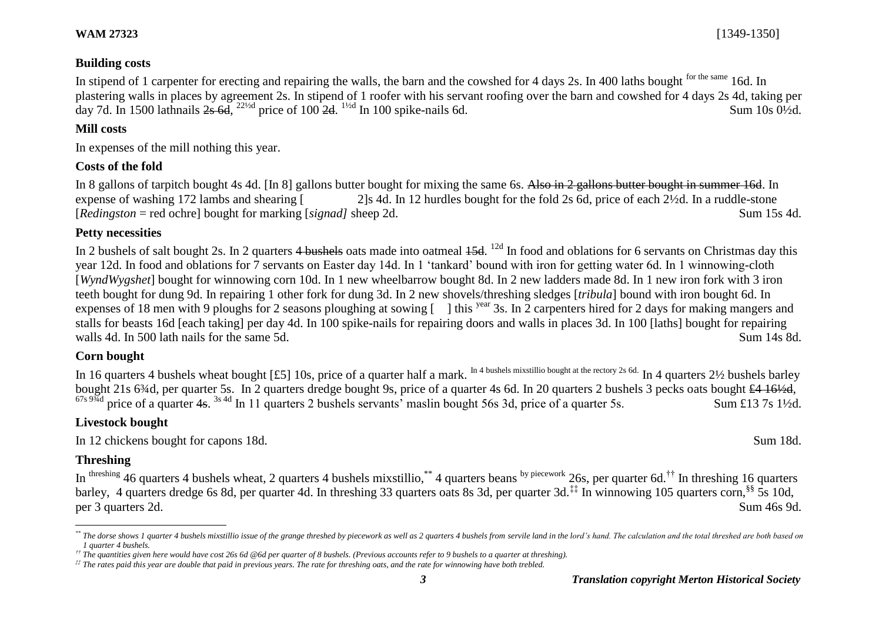**Building costs**

In stipend of 1 carpenter for erecting and repairing the walls, the barn and the cowshed for 4 days 2s. In 400 laths bought for the same 16d. In plastering walls in places by agreement 2s. In stipend of 1 roofer with his servant roofing over the barn and cowshed for 4 days 2s 4d, taking per day 7d. In 1500 lathnails ~~2s 6d~~, 22½d price of 100 ~~2d~~. 1½d In 100 spike-nails 6d. Sum 10s 0½d.

**Mill costs**

In expenses of the mill nothing this year.

**Costs of the fold**

In 8 gallons of tarpitch bought 4s 4d. [In 8] gallons butter bought for mixing the same 6s. ~~Also in 2 gallons butter bought in summer 16d~~. In expense of washing 172 lambs and shearing [ 2]s 4d. In 12 hurdles bought for the fold 2s 6d, price of each 2½d. In a ruddle-stone [*Redingston* = red ochre] bought for marking [*signad]* sheep 2d. Sum 15s 4d.

**Petty necessities**

In 2 bushels of salt bought 2s. In 2 quarters ~~4 bushels~~ oats made into oatmeal ~~15d~~. 12d In food and oblations for 6 servants on Christmas day this year 12d. In food and oblations for 7 servants on Easter day 14d. In 1 'tankard' bound with iron for getting water 6d. In 1 winnowing-cloth [*WyndWygshet*] bought for winnowing corn 10d. In 1 new wheelbarrow bought 8d. In 2 new ladders made 8d. In 1 new iron fork with 3 iron teeth bought for dung 9d. In repairing 1 other fork for dung 3d. In 2 new shovels/threshing sledges [*tribula*] bound with iron bought 6d. In expenses of 18 men with 9 ploughs for 2 seasons ploughing at sowing [ ] this year 3s. In 2 carpenters hired for 2 days for making mangers and stalls for beasts 16d [each taking] per day 4d. In 100 spike-nails for repairing doors and walls in places 3d. In 100 [laths] bought for repairing walls 4d. In 500 lath nails for the same 5d. Sum 14s 8d.

**Corn bought**

In 16 quarters 4 bushels wheat bought [£5] 10s, price of a quarter half a mark. In 4 bushels mixstillio bought at the rectory 2s 6d. In 4 quarters 2½ bushels barley bought 21s 6¾d, per quarter 5s. In 2 quarters dredge bought 9s, price of a quarter 4s 6d. In 20 quarters 2 bushels 3 pecks oats bought ~~£4 16½d~~, 67s 9¾d price of a quarter ~~4s~~. 3s 4d In 11 quarters 2 bushels servants' maslin bought 56s 3d, price of a quarter 5s. Sum £13 7s 1½d.

**Livestock bought**

In 12 chickens bought for capons 18d. Sum 18d.

**Threshing**

In threshing 46 quarters 4 bushels wheat, 2 quarters 4 bushels mixstillio,[**] 4 quarters beans by piecework 26s, per quarter 6d.[††] In threshing 16 quarters barley, 4 quarters dredge 6s 8d, per quarter 4d. In threshing 33 quarters oats 8s 3d, per quarter 3d.[‡‡] In winnowing 105 quarters corn,[§§] 5s 10d, per 3 quarters 2d. Sum 46s 9d.

---

[**] *The dorse shows 1 quarter 4 bushels mixstillio issue of the grange threshed by piecework as well as 2 quarters 4 bushels from servile land in the lord's hand. The calculation and the total threshed are both based on 1 quarter 4 bushels.*

[††] *The quantities given here would have cost 26s 6d @6d per quarter of 8 bushels. (Previous accounts refer to 9 bushels to a quarter at threshing).*

[‡‡] *The rates paid this year are double that paid in previous years. The rate for threshing oats, and the rate for winnowing have both trebled.*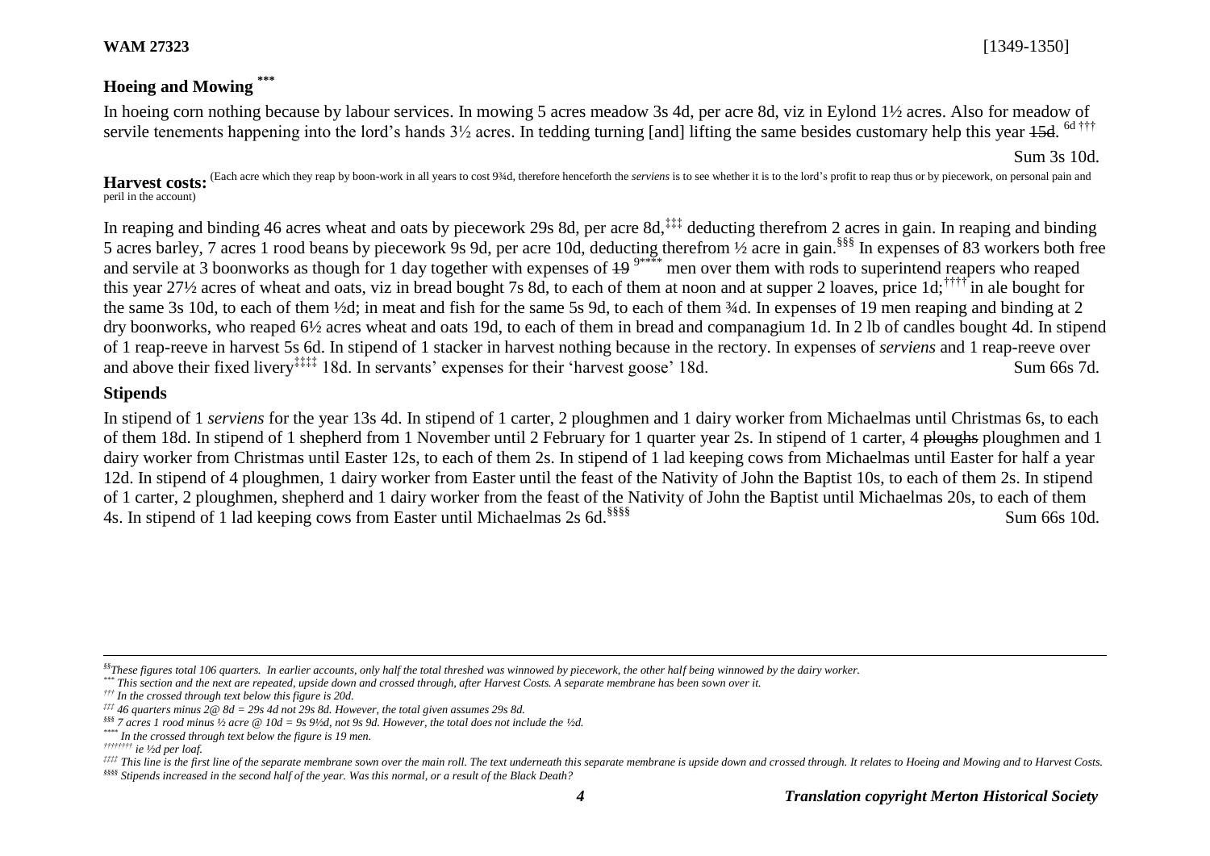**WAM 27323** [1349-1350]

## Hoeing and Mowing [***]

In hoeing corn nothing because by labour services. In mowing 5 acres meadow 3s 4d, per acre 8d, viz in Eylond 1½ acres. Also for meadow of servile tenements happening into the lord's hands 3½ acres. In tedding turning [and] lifting the same besides customary help this year ~~15d~~. 6d [†††]

Sum 3s 10d.

**Harvest costs:** (Each acre which they reap by boon-work in all years to cost 9¾d, therefore henceforth the *serviens* is to see whether it is to the lord's profit to reap thus or by piecework, on personal pain and peril in the account)

In reaping and binding 46 acres wheat and oats by piecework 29s 8d, per acre 8d,[‡‡‡] deducting therefrom 2 acres in gain. In reaping and binding 5 acres barley, 7 acres 1 rood beans by piecework 9s 9d, per acre 10d, deducting therefrom ½ acre in gain.[§§§] In expenses of 83 workers both free and servile at 3 boonworks as though for 1 day together with expenses of ~~19~~ 9[****] men over them with rods to superintend reapers who reaped this year 27½ acres of wheat and oats, viz in bread bought 7s 8d, to each of them at noon and at supper 2 loaves, price 1d;[††††] in ale bought for the same 3s 10d, to each of them ½d; in meat and fish for the same 5s 9d, to each of them ¾d. In expenses of 19 men reaping and binding at 2 dry boonworks, who reaped 6½ acres wheat and oats 19d, to each of them in bread and companagium 1d. In 2 lb of candles bought 4d. In stipend of 1 reap-reeve in harvest 5s 6d. In stipend of 1 stacker in harvest nothing because in the rectory. In expenses of *serviens* and 1 reap-reeve over and above their fixed livery[‡‡‡‡] 18d. In servants' expenses for their 'harvest goose' 18d. Sum 66s 7d.

## Stipends

In stipend of 1 *serviens* for the year 13s 4d. In stipend of 1 carter, 2 ploughmen and 1 dairy worker from Michaelmas until Christmas 6s, to each of them 18d. In stipend of 1 shepherd from 1 November until 2 February for 1 quarter year 2s. In stipend of 1 carter, 4 ~~ploughs~~ ploughmen and 1 dairy worker from Christmas until Easter 12s, to each of them 2s. In stipend of 1 lad keeping cows from Michaelmas until Easter for half a year 12d. In stipend of 4 ploughmen, 1 dairy worker from Easter until the feast of the Nativity of John the Baptist 10s, to each of them 2s. In stipend of 1 carter, 2 ploughmen, shepherd and 1 dairy worker from the feast of the Nativity of John the Baptist until Michaelmas 20s, to each of them 4s. In stipend of 1 lad keeping cows from Easter until Michaelmas 2s 6d.[§§§§] Sum 66s 10d.

---

[§§] *These figures total 106 quarters. In earlier accounts, only half the total threshed was winnowed by piecework, the other half being winnowed by the dairy worker.*

[***] *This section and the next are repeated, upside down and crossed through, after Harvest Costs. A separate membrane has been sown over it.*

[†††] *In the crossed through text below this figure is 20d.*

[‡‡‡] *46 quarters minus 2@ 8d = 29s 4d not 29s 8d. However, the total given assumes 29s 8d.*

[§§§] *7 acres 1 rood minus ½ acre @ 10d = 9s 9½d, not 9s 9d. However, the total does not include the ½d.*

[****] *In the crossed through text below the figure is 19 men.*

[††††] *ie ½d per loaf.*

[‡‡‡‡] *This line is the first line of the separate membrane sown over the main roll. The text underneath this separate membrane is upside down and crossed through. It relates to Hoeing and Mowing and to Harvest Costs.*

[§§§§] *Stipends increased in the second half of the year. Was this normal, or a result of the Black Death?*

*Translation copyright Merton Historical Society*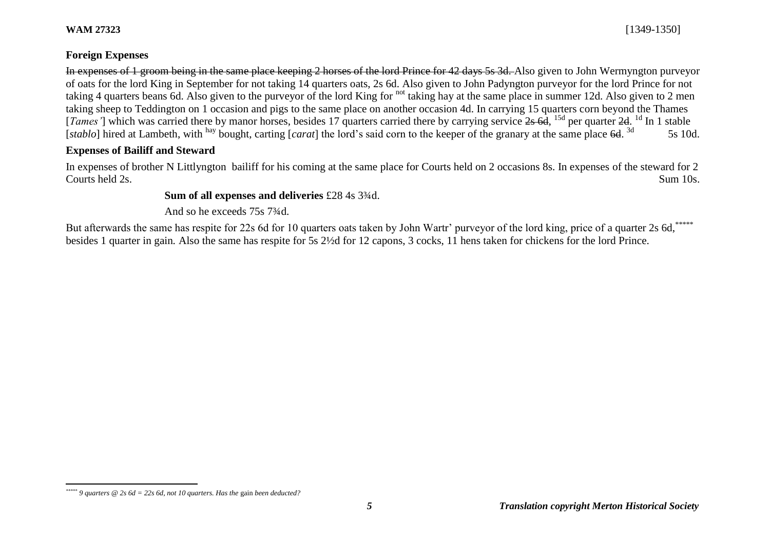**WAM 27323** [1349-1350]

## Foreign Expenses

~~In expenses of 1 groom being in the same place keeping 2 horses of the lord Prince for 42 days 5s 3d.~~ Also given to John Wermyngton purveyor of oats for the lord King in September for not taking 14 quarters oats, 2s 6d. Also given to John Padyngton purveyor for the lord Prince for not taking 4 quarters beans 6d. Also given to the purveyor of the lord King for [not] taking hay at the same place in summer 12d. Also given to 2 men taking sheep to Teddington on 1 occasion and pigs to the same place on another occasion 4d. In carrying 15 quarters corn beyond the Thames [*Tames'*] which was carried there by manor horses, besides 17 quarters carried there by carrying service ~~2s 6d~~, [15d] per quarter ~~2d~~. [1d] In 1 stable [*stablo*] hired at Lambeth, with [hay] bought, carting [*carat*] the lord's said corn to the keeper of the granary at the same place ~~6d~~. [3d] 5s 10d.

## Expenses of Bailiff and Steward

In expenses of brother N Littlyngton bailiff for his coming at the same place for Courts held on 2 occasions 8s. In expenses of the steward for 2 Courts held 2s. Sum 10s.

**Sum of all expenses and deliveries** £28 4s 3¾d.

And so he exceeds 75s 7¾d.

But afterwards the same has respite for 22s 6d for 10 quarters oats taken by John Wartr' purveyor of the lord king, price of a quarter 2s 6d,[*****] besides 1 quarter in gain. Also the same has respite for 5s 2½d for 12 capons, 3 cocks, 11 hens taken for chickens for the lord Prince.

---

[*****] *9 quarters @ 2s 6d = 22s 6d, not 10 quarters. Has the* gain *been deducted?*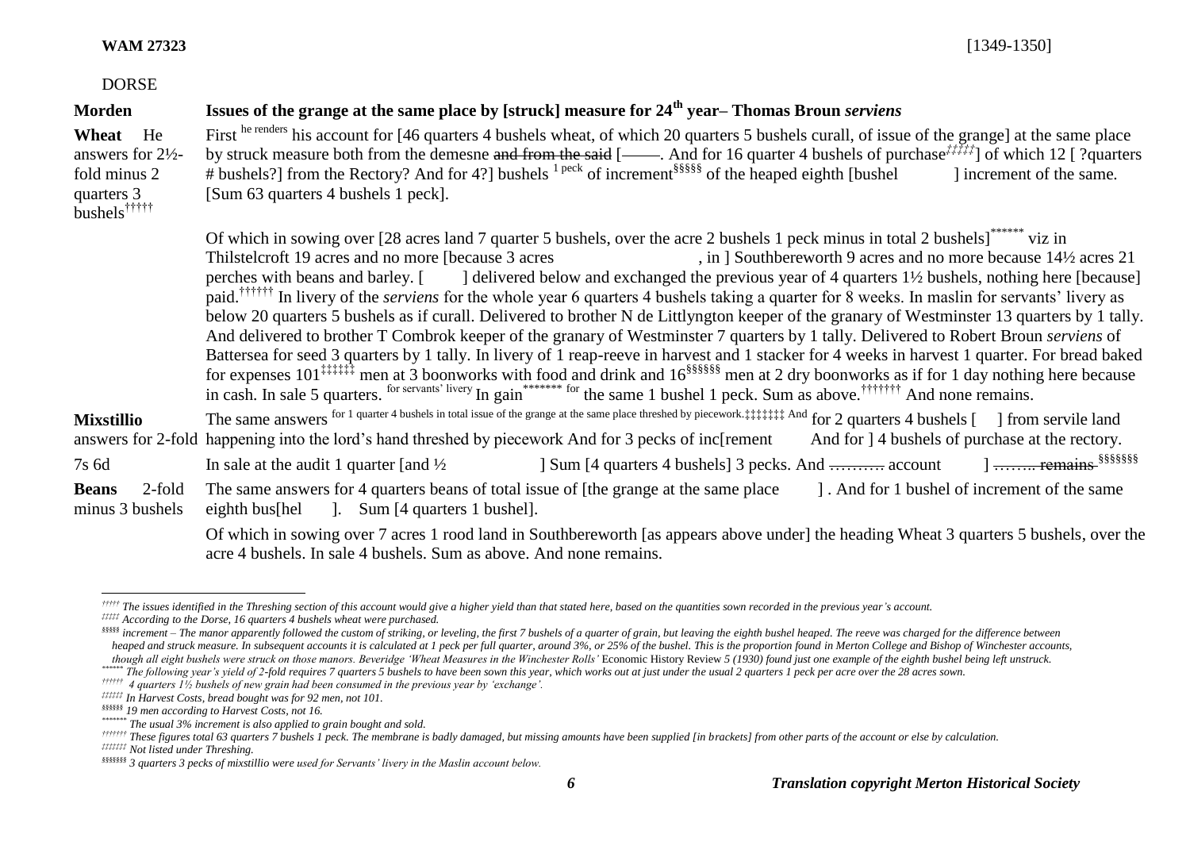**WAM 27323** [1349-1350]

DORSE

**Morden** — **Issues of the grange at the same place by [struck] measure for 24th year– Thomas Broun *serviens***

**Wheat** He answers for 2½-fold minus 2 quarters 3 bushels†††††

First he renders his account for [46 quarters 4 bushels wheat, of which 20 quarters 5 bushels curall, of issue of the grange] at the same place by struck measure both from the demesne ~~and from the said~~ [——. And for 16 quarter 4 bushels of purchase‡‡‡‡‡] of which 12 [ ?quarters # bushels?] from the Rectory? And for 4?] bushels 1 peck of increment§§§§§ of the heaped eighth [bushel ] increment of the same. [Sum 63 quarters 4 bushels 1 peck].

Of which in sowing over [28 acres land 7 quarter 5 bushels, over the acre 2 bushels 1 peck minus in total 2 bushels]****** viz in Thilstelcroft 19 acres and no more [because 3 acres , in ] Southbereworth 9 acres and no more because 14½ acres 21 perches with beans and barley. [ ] delivered below and exchanged the previous year of 4 quarters 1½ bushels, nothing here [because] paid.†††††† In livery of the *serviens* for the whole year 6 quarters 4 bushels taking a quarter for 8 weeks. In maslin for servants' livery as below 20 quarters 5 bushels as if curall. Delivered to brother N de Littlyngton keeper of the granary of Westminster 13 quarters by 1 tally. And delivered to brother T Combrok keeper of the granary of Westminster 7 quarters by 1 tally. Delivered to Robert Broun *serviens* of Battersea for seed 3 quarters by 1 tally. In livery of 1 reap-reeve in harvest and 1 stacker for 4 weeks in harvest 1 quarter. For bread baked for expenses 101‡‡‡‡‡‡ men at 3 boonworks with food and drink and 16§§§§§§ men at 2 dry boonworks as if for 1 day nothing here because in cash. In sale 5 quarters. for servants' livery In gain******* for the same 1 bushel 1 peck. Sum as above.††††††† And none remains.

**Mixstillio** answers for 2-fold

The same answers for 1 quarter 4 bushels in total issue of the grange at the same place threshed by piecework.‡‡‡‡‡‡‡ And for 2 quarters 4 bushels [ ] from servile land happening into the lord's hand threshed by piecework And for 3 pecks of inc[rement And for ] 4 bushels of purchase at the rectory.

7s 6d — In sale at the audit 1 quarter [and ½ ] Sum [4 quarters 4 bushels] 3 pecks. And ~~……….~~ account ] ~~…….. remains~~ §§§§§§§

**Beans** 2-fold minus 3 bushels

The same answers for 4 quarters beans of total issue of [the grange at the same place ] . And for 1 bushel of increment of the same eighth bus[hel ]. Sum [4 quarters 1 bushel].

Of which in sowing over 7 acres 1 rood land in Southbereworth [as appears above under] the heading Wheat 3 quarters 5 bushels, over the acre 4 bushels. In sale 4 bushels. Sum as above. And none remains.

---

††††† *The issues identified in the Threshing section of this account would give a higher yield than that stated here, based on the quantities sown recorded in the previous year's account.*

‡‡‡‡‡ *According to the Dorse, 16 quarters 4 bushels wheat were purchased.*

§§§§§ *increment – The manor apparently followed the custom of striking, or leveling, the first 7 bushels of a quarter of grain, but leaving the eighth bushel heaped. The reeve was charged for the difference between heaped and struck measure. In subsequent accounts it is calculated at 1 peck per full quarter, around 3%, or 25% of the bushel. This is the proportion found in Merton College and Bishop of Winchester accounts, though all eight bushels were struck on those manors. Beveridge 'Wheat Measures in the Winchester Rolls'* Economic History Review *5 (1930) found just one example of the eighth bushel being left unstruck.*

****** *The following year's yield of 2-fold requires 7 quarters 5 bushels to have been sown this year, which works out at just under the usual 2 quarters 1 peck per acre over the 28 acres sown.*

†††††† *4 quarters 1½ bushels of new grain had been consumed in the previous year by 'exchange'.*

‡‡‡‡‡‡ *In Harvest Costs, bread bought was for 92 men, not 101.*

§§§§§§ *19 men according to Harvest Costs, not 16.*

******* *The usual 3% increment is also applied to grain bought and sold.*

††††††† *These figures total 63 quarters 7 bushels 1 peck. The membrane is badly damaged, but missing amounts have been supplied [in brackets] from other parts of the account or else by calculation.*

‡‡‡‡‡‡‡ *Not listed under Threshing.*

§§§§§§§ *3 quarters 3 pecks of mixstillio were used for Servants' livery in the Maslin account below.*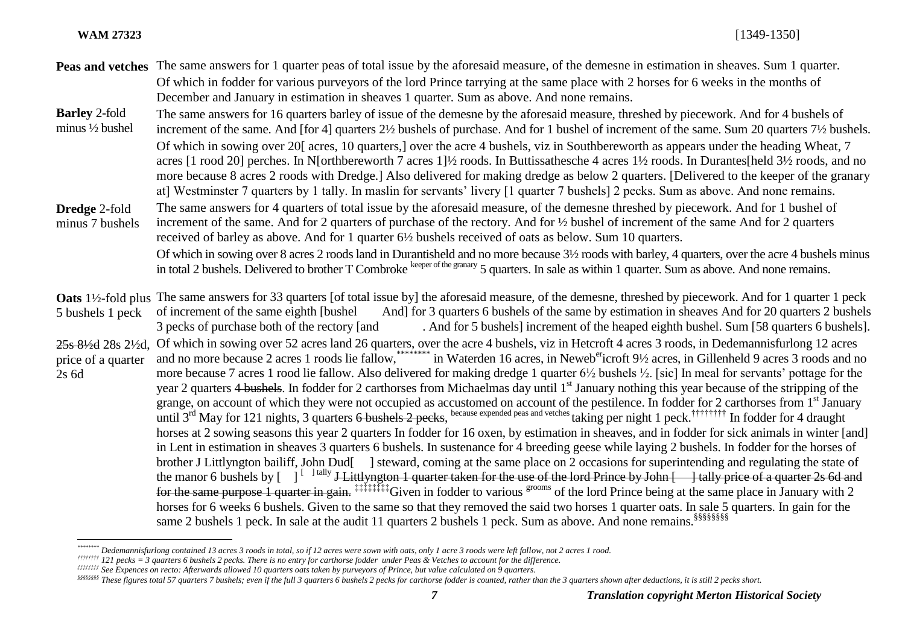**WAM 27323** [1349-1350]

**Peas and vetches** The same answers for 1 quarter peas of total issue by the aforesaid measure, of the demesne in estimation in sheaves. Sum 1 quarter.
Of which in fodder for various purveyors of the lord Prince tarrying at the same place with 2 horses for 6 weeks in the months of December and January in estimation in sheaves 1 quarter. Sum as above. And none remains.

**Barley** 2-fold minus ½ bushel

The same answers for 16 quarters barley of issue of the demesne by the aforesaid measure, threshed by piecework. And for 4 bushels of increment of the same. And [for 4] quarters 2½ bushels of purchase. And for 1 bushel of increment of the same. Sum 20 quarters 7½ bushels.
Of which in sowing over 20[ acres, 10 quarters,] over the acre 4 bushels, viz in Southbereworth as appears under the heading Wheat, 7 acres [1 rood 20] perches. In N[orthbereworth 7 acres 1]½ roods. In Buttissathesche 4 acres 1½ roods. In Durantes[held 3½ roods, and no more because 8 acres 2 roods with Dredge.] Also delivered for making dredge as below 2 quarters. [Delivered to the keeper of the granary at] Westminster 7 quarters by 1 tally. In maslin for servants' livery [1 quarter 7 bushels] 2 pecks. Sum as above. And none remains.

**Dredge** 2-fold minus 7 bushels

The same answers for 4 quarters of total issue by the aforesaid measure, of the demesne threshed by piecework. And for 1 bushel of increment of the same. And for 2 quarters of purchase of the rectory. And for ½ bushel of increment of the same And for 2 quarters received of barley as above. And for 1 quarter 6½ bushels received of oats as below. Sum 10 quarters.
Of which in sowing over 8 acres 2 roods land in Durantisheld and no more because 3½ roods with barley, 4 quarters, over the acre 4 bushels minus in total 2 bushels. Delivered to brother T Combroke keeper of the granary 5 quarters. In sale as within 1 quarter. Sum as above. And none remains.

**Oats** 1½-fold plus 5 bushels 1 peck

~~25s 8½d~~ 28s 2½d, price of a quarter 2s 6d

The same answers for 33 quarters [of total issue by] the aforesaid measure, of the demesne, threshed by piecework. And for 1 quarter 1 peck of increment of the same eighth [bushel And] for 3 quarters 6 bushels of the same by estimation in sheaves And for 20 quarters 2 bushels 3 pecks of purchase both of the rectory [and . And for 5 bushels] increment of the heaped eighth bushel. Sum [58 quarters 6 bushels].
Of which in sowing over 52 acres land 26 quarters, over the acre 4 bushels, viz in Hetcroft 4 acres 3 roods, in Dedemannisfurlong 12 acres and no more because 2 acres 1 roods lie fallow,[********] in Waterden 16 acres, in Neweb^er^icroft 9½ acres, in Gillenheld 9 acres 3 roods and no more because 7 acres 1 rood lie fallow. Also delivered for making dredge 1 quarter 6½ bushels ½. [sic] In meal for servants' pottage for the year 2 quarters ~~4 bushels~~. In fodder for 2 carthorses from Michaelmas day until 1st January nothing this year because of the stripping of the grange, on account of which they were not occupied as accustomed on account of the pestilence. In fodder for 2 carthorses from 1st January until 3rd May for 121 nights, 3 quarters ~~6 bushels 2 pecks~~, because expended peas and vetches taking per night 1 peck.[††††††††] In fodder for 4 draught horses at 2 sowing seasons this year 2 quarters In fodder for 16 oxen, by estimation in sheaves, and in fodder for sick animals in winter [and] in Lent in estimation in sheaves 3 quarters 6 bushels. In sustenance for 4 breeding geese while laying 2 bushels. In fodder for the horses of brother J Littlyngton bailiff, John Dud[ ] steward, coming at the same place on 2 occasions for superintending and regulating the state of the manor 6 bushels by [ ] [ ] tally ~~J Littlyngton 1 quarter taken for the use of the lord Prince by John [ ] tally price of a quarter 2s 6d and for the same purpose 1 quarter in gain.~~ [‡‡‡‡‡‡‡‡]Given in fodder to various grooms of the lord Prince being at the same place in January with 2 horses for 6 weeks 6 bushels. Given to the same so that they removed the said two horses 1 quarter oats. In sale 5 quarters. In gain for the same 2 bushels 1 peck. In sale at the audit 11 quarters 2 bushels 1 peck. Sum as above. And none remains.[§§§§§§§§]

---

[********] Dedemannisfurlong contained 13 acres 3 roods in total, so if 12 acres were sown with oats, only 1 acre 3 roods were left fallow, not 2 acres 1 rood.

[††††††††] 121 pecks = 3 quarters 6 bushels 2 pecks. There is no entry for carthorse fodder under Peas & Vetches to account for the difference.

[‡‡‡‡‡‡‡‡] See Expences on recto: Afterwards allowed 10 quarters oats taken by purveyors of Prince, but value calculated on 9 quarters.

[§§§§§§§§] These figures total 57 quarters 7 bushels; even if the full 3 quarters 6 bushels 2 pecks for carthorse fodder is counted, rather than the 3 quarters shown after deductions, it is still 2 pecks short.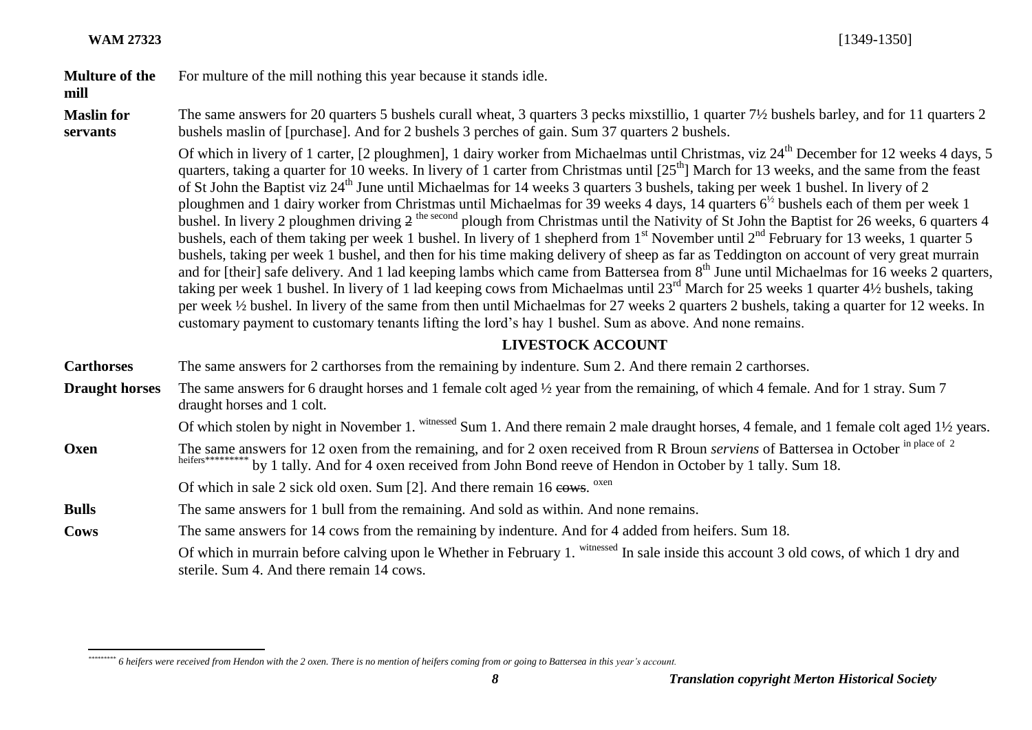**Multure of the mill** For multure of the mill nothing this year because it stands idle.

**Maslin for servants** The same answers for 20 quarters 5 bushels curall wheat, 3 quarters 3 pecks mixstillio, 1 quarter 7½ bushels barley, and for 11 quarters 2 bushels maslin of [purchase]. And for 2 bushels 3 perches of gain. Sum 37 quarters 2 bushels.

Of which in livery of 1 carter, [2 ploughmen], 1 dairy worker from Michaelmas until Christmas, viz 24th December for 12 weeks 4 days, 5 quarters, taking a quarter for 10 weeks. In livery of 1 carter from Christmas until [25th] March for 13 weeks, and the same from the feast of St John the Baptist viz 24th June until Michaelmas for 14 weeks 3 quarters 3 bushels, taking per week 1 bushel. In livery of 2 ploughmen and 1 dairy worker from Christmas until Michaelmas for 39 weeks 4 days, 14 quarters 6½ bushels each of them per week 1 bushel. In livery 2 ploughmen driving ~~2~~ the second plough from Christmas until the Nativity of St John the Baptist for 26 weeks, 6 quarters 4 bushels, each of them taking per week 1 bushel. In livery of 1 shepherd from 1st November until 2nd February for 13 weeks, 1 quarter 5 bushels, taking per week 1 bushel, and then for his time making delivery of sheep as far as Teddington on account of very great murrain and for [their] safe delivery. And 1 lad keeping lambs which came from Battersea from 8th June until Michaelmas for 16 weeks 2 quarters, taking per week 1 bushel. In livery of 1 lad keeping cows from Michaelmas until 23rd March for 25 weeks 1 quarter 4½ bushels, taking per week ½ bushel. In livery of the same from then until Michaelmas for 27 weeks 2 quarters 2 bushels, taking a quarter for 12 weeks. In customary payment to customary tenants lifting the lord's hay 1 bushel. Sum as above. And none remains.

## LIVESTOCK ACCOUNT

**Carthorses** The same answers for 2 carthorses from the remaining by indenture. Sum 2. And there remain 2 carthorses.

**Draught horses** The same answers for 6 draught horses and 1 female colt aged ½ year from the remaining, of which 4 female. And for 1 stray. Sum 7 draught horses and 1 colt.

Of which stolen by night in November 1. witnessed Sum 1. And there remain 2 male draught horses, 4 female, and 1 female colt aged 1½ years.

**Oxen** The same answers for 12 oxen from the remaining, and for 2 oxen received from R Broun *serviens* of Battersea in October in place of 2 heifers********* by 1 tally. And for 4 oxen received from John Bond reeve of Hendon in October by 1 tally. Sum 18.

Of which in sale 2 sick old oxen. Sum [2]. And there remain 16 ~~cows~~. oxen

**Bulls** The same answers for 1 bull from the remaining. And sold as within. And none remains.

**Cows** The same answers for 14 cows from the remaining by indenture. And for 4 added from heifers. Sum 18.

Of which in murrain before calving upon le Whether in February 1. witnessed In sale inside this account 3 old cows, of which 1 dry and sterile. Sum 4. And there remain 14 cows.

---

********* 6 heifers were received from Hendon with the 2 oxen. There is no mention of heifers coming from or going to Battersea in this year's account.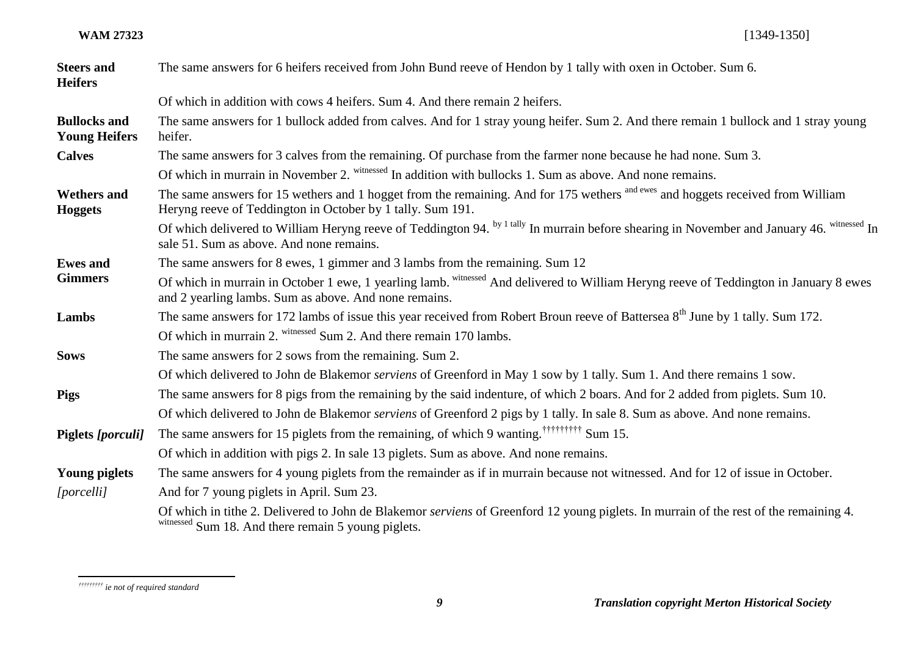**WAM 27323** [1349-1350]

| | |
|---|---|
| **Steers and Heifers** | The same answers for 6 heifers received from John Bund reeve of Hendon by 1 tally with oxen in October. Sum 6. |
| | Of which in addition with cows 4 heifers. Sum 4. And there remain 2 heifers. |
| **Bullocks and Young Heifers** | The same answers for 1 bullock added from calves. And for 1 stray young heifer. Sum 2. And there remain 1 bullock and 1 stray young heifer. |
| **Calves** | The same answers for 3 calves from the remaining. Of purchase from the farmer none because he had none. Sum 3. |
| | Of which in murrain in November 2. witnessed In addition with bullocks 1. Sum as above. And none remains. |
| **Wethers and Hoggets** | The same answers for 15 wethers and 1 hogget from the remaining. And for 175 wethers and ewes and hoggets received from William Heryng reeve of Teddington in October by 1 tally. Sum 191. |
| | Of which delivered to William Heryng reeve of Teddington 94. by 1 tally In murrain before shearing in November and January 46. witnessed In sale 51. Sum as above. And none remains. |
| **Ewes and Gimmers** | The same answers for 8 ewes, 1 gimmer and 3 lambs from the remaining. Sum 12 |
| | Of which in murrain in October 1 ewe, 1 yearling lamb. witnessed And delivered to William Heryng reeve of Teddington in January 8 ewes and 2 yearling lambs. Sum as above. And none remains. |
| **Lambs** | The same answers for 172 lambs of issue this year received from Robert Broun reeve of Battersea 8th June by 1 tally. Sum 172. |
| | Of which in murrain 2. witnessed Sum 2. And there remain 170 lambs. |
| **Sows** | The same answers for 2 sows from the remaining. Sum 2. |
| | Of which delivered to John de Blakemor *serviens* of Greenford in May 1 sow by 1 tally. Sum 1. And there remains 1 sow. |
| **Pigs** | The same answers for 8 pigs from the remaining by the said indenture, of which 2 boars. And for 2 added from piglets. Sum 10. |
| | Of which delivered to John de Blakemor *serviens* of Greenford 2 pigs by 1 tally. In sale 8. Sum as above. And none remains. |
| **Piglets *[porculi]*** | The same answers for 15 piglets from the remaining, of which 9 wanting.[†††††††††] Sum 15. |
| | Of which in addition with pigs 2. In sale 13 piglets. Sum as above. And none remains. |
| **Young piglets *[porcelli]*** | The same answers for 4 young piglets from the remainder as if in murrain because not witnessed. And for 12 of issue in October. And for 7 young piglets in April. Sum 23. |
| | Of which in tithe 2. Delivered to John de Blakemor *serviens* of Greenford 12 young piglets. In murrain of the rest of the remaining 4. witnessed Sum 18. And there remain 5 young piglets. |

[†††††††††] *ie not of required standard*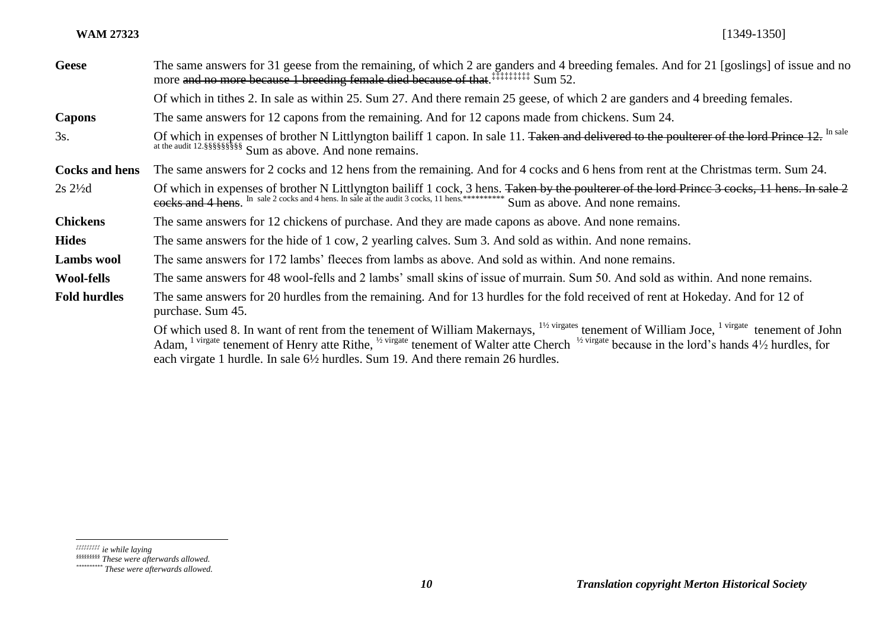| | |
|---|---|
| **Geese** | The same answers for 31 geese from the remaining, of which 2 are ganders and 4 breeding females. And for 21 [goslings] of issue and no more ~~and no more because 1 breeding female died because of that~~.‡‡‡‡‡‡‡‡‡ Sum 52. |
| | Of which in tithes 2. In sale as within 25. Sum 27. And there remain 25 geese, of which 2 are ganders and 4 breeding females. |
| **Capons** | The same answers for 12 capons from the remaining. And for 12 capons made from chickens. Sum 24. |
| 3s. | Of which in expenses of brother N Littlyngton bailiff 1 capon. In sale 11. ~~Taken and delivered to the poulterer of the lord Prince 12.~~ [In sale at the audit 12.]§§§§§§§§§ Sum as above. And none remains. |
| **Cocks and hens** | The same answers for 2 cocks and 12 hens from the remaining. And for 4 cocks and 6 hens from rent at the Christmas term. Sum 24. |
| 2s 2½d | Of which in expenses of brother N Littlyngton bailiff 1 cock, 3 hens. ~~Taken by the poulterer of the lord Prince 3 cocks, 11 hens. In sale 2 cocks and 4 hens~~. [In sale 2 cocks and 4 hens. In sale at the audit 3 cocks, 11 hens.]********** Sum as above. And none remains. |
| **Chickens** | The same answers for 12 chickens of purchase. And they are made capons as above. And none remains. |
| **Hides** | The same answers for the hide of 1 cow, 2 yearling calves. Sum 3. And sold as within. And none remains. |
| **Lambs wool** | The same answers for 172 lambs' fleeces from lambs as above. And sold as within. And none remains. |
| **Wool-fells** | The same answers for 48 wool-fells and 2 lambs' small skins of issue of murrain. Sum 50. And sold as within. And none remains. |
| **Fold hurdles** | The same answers for 20 hurdles from the remaining. And for 13 hurdles for the fold received of rent at Hokeday. And for 12 of purchase. Sum 45. |
| | Of which used 8. In want of rent from the tenement of William Makernays, [1½ virgates] tenement of William Joce, [1 virgate] tenement of John Adam, [1 virgate] tenement of Henry atte Rithe, [½ virgate] tenement of Walter atte Cherch [½ virgate] because in the lord's hands 4½ hurdles, for each virgate 1 hurdle. In sale 6½ hurdles. Sum 19. And there remain 26 hurdles. |

‡‡‡‡‡‡‡‡‡ *ie while laying*

§§§§§§§§§ *These were afterwards allowed.*

********** *These were afterwards allowed.*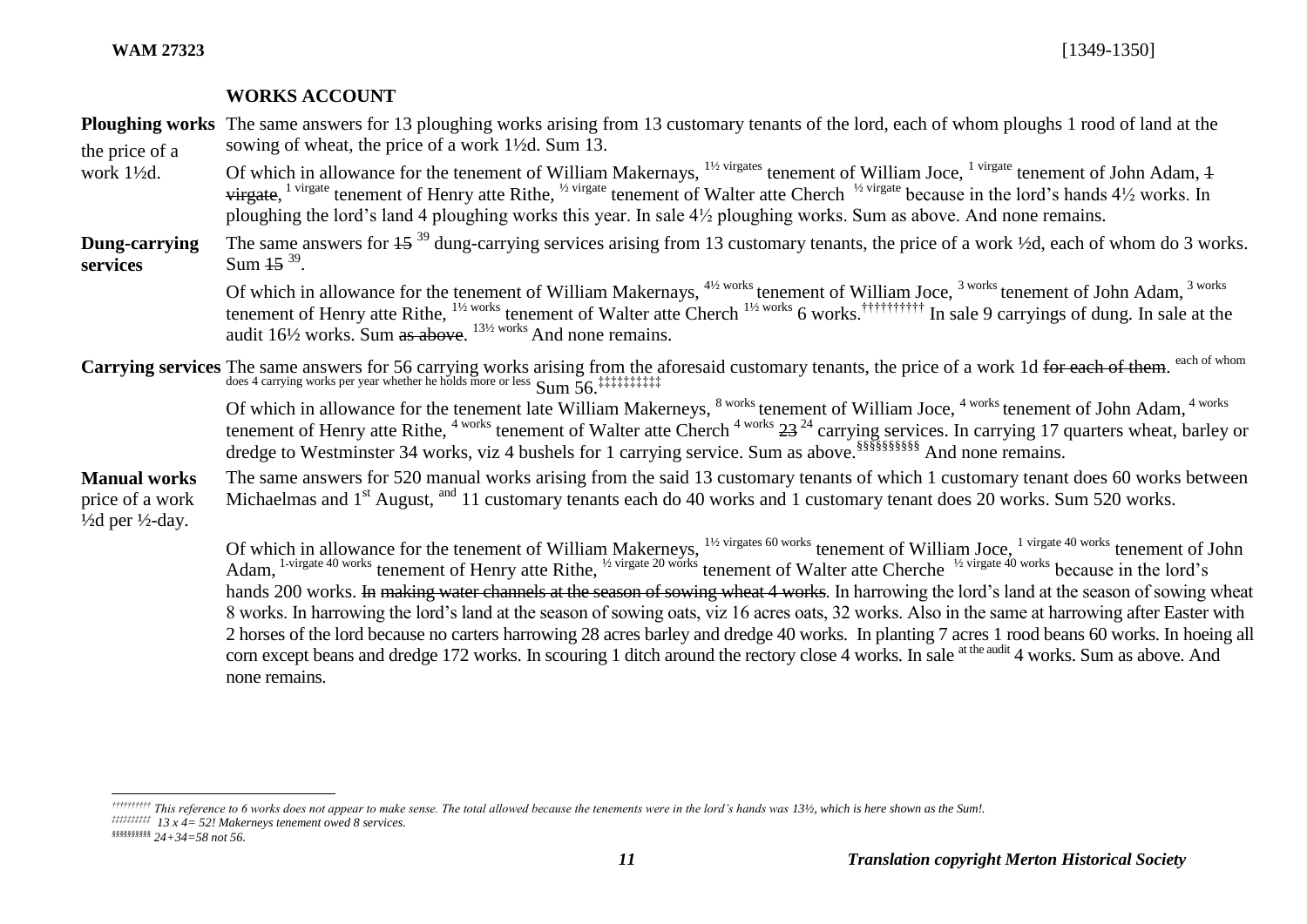**WAM 27323** [1349-1350]

## WORKS ACCOUNT

**Ploughing works** the price of a work 1½d.

The same answers for 13 ploughing works arising from 13 customary tenants of the lord, each of whom ploughs 1 rood of land at the sowing of wheat, the price of a work 1½d. Sum 13.

Of which in allowance for the tenement of William Makernays, [1½ virgates] tenement of William Joce, [1 virgate] tenement of John Adam, ~~1 virgate~~, [1 virgate] tenement of Henry atte Rithe, [½ virgate] tenement of Walter atte Cherch [½ virgate] because in the lord's hands 4½ works. In ploughing the lord's land 4 ploughing works this year. In sale 4½ ploughing works. Sum as above. And none remains.

**Dung-carrying services**

The same answers for ~~15~~ [39] dung-carrying services arising from 13 customary tenants, the price of a work ½d, each of whom do 3 works. Sum ~~15~~ [39].

Of which in allowance for the tenement of William Makernays, [4½ works] tenement of William Joce, [3 works] tenement of John Adam, [3 works] tenement of Henry atte Rithe, [1½ works] tenement of Walter atte Cherch [1½ works] 6 works.[††††††††††] In sale 9 carryings of dung. In sale at the audit 16½ works. Sum ~~as above~~. [13½ works] And none remains.

**Carrying services**

The same answers for 56 carrying works arising from the aforesaid customary tenants, the price of a work 1d ~~for each of them~~. [each of whom does 4 carrying works per year whether he holds more or less] Sum 56.[‡‡‡‡‡‡‡‡‡‡]

Of which in allowance for the tenement late William Makerneys, [8 works] tenement of William Joce, [4 works] tenement of John Adam, [4 works] tenement of Henry atte Rithe, [4 works] tenement of Walter atte Cherch [4 works] ~~23~~ [24] carrying services. In carrying 17 quarters wheat, barley or dredge to Westminster 34 works, viz 4 bushels for 1 carrying service. Sum as above.[§§§§§§§§§§] And none remains.

**Manual works** price of a work ½d per ½-day.

The same answers for 520 manual works arising from the said 13 customary tenants of which 1 customary tenant does 60 works between Michaelmas and 1st August, [and] 11 customary tenants each do 40 works and 1 customary tenant does 20 works. Sum 520 works.

Of which in allowance for the tenement of William Makerneys, [1½ virgates 60 works] tenement of William Joce, [1 virgate 40 works] tenement of John Adam, [1-virgate 40 works] tenement of Henry atte Rithe, [½ virgate 20 works] tenement of Walter atte Cherche [½ virgate 40 works] because in the lord's hands 200 works. ~~In making water channels at the season of sowing wheat 4 works~~. In harrowing the lord's land at the season of sowing wheat 8 works. In harrowing the lord's land at the season of sowing oats, viz 16 acres oats, 32 works. Also in the same at harrowing after Easter with 2 horses of the lord because no carters harrowing 28 acres barley and dredge 40 works. In planting 7 acres 1 rood beans 60 works. In hoeing all corn except beans and dredge 172 works. In scouring 1 ditch around the rectory close 4 works. In sale [at the audit] 4 works. Sum as above. And none remains.

---

†††††††††† *This reference to 6 works does not appear to make sense. The total allowed because the tenements were in the lord's hands was 13½, which is here shown as the Sum!.*

‡‡‡‡‡‡‡‡‡‡ *13 x 4= 52! Makerneys tenement owed 8 services.*

§§§§§§§§§§ *24+34=58 not 56.*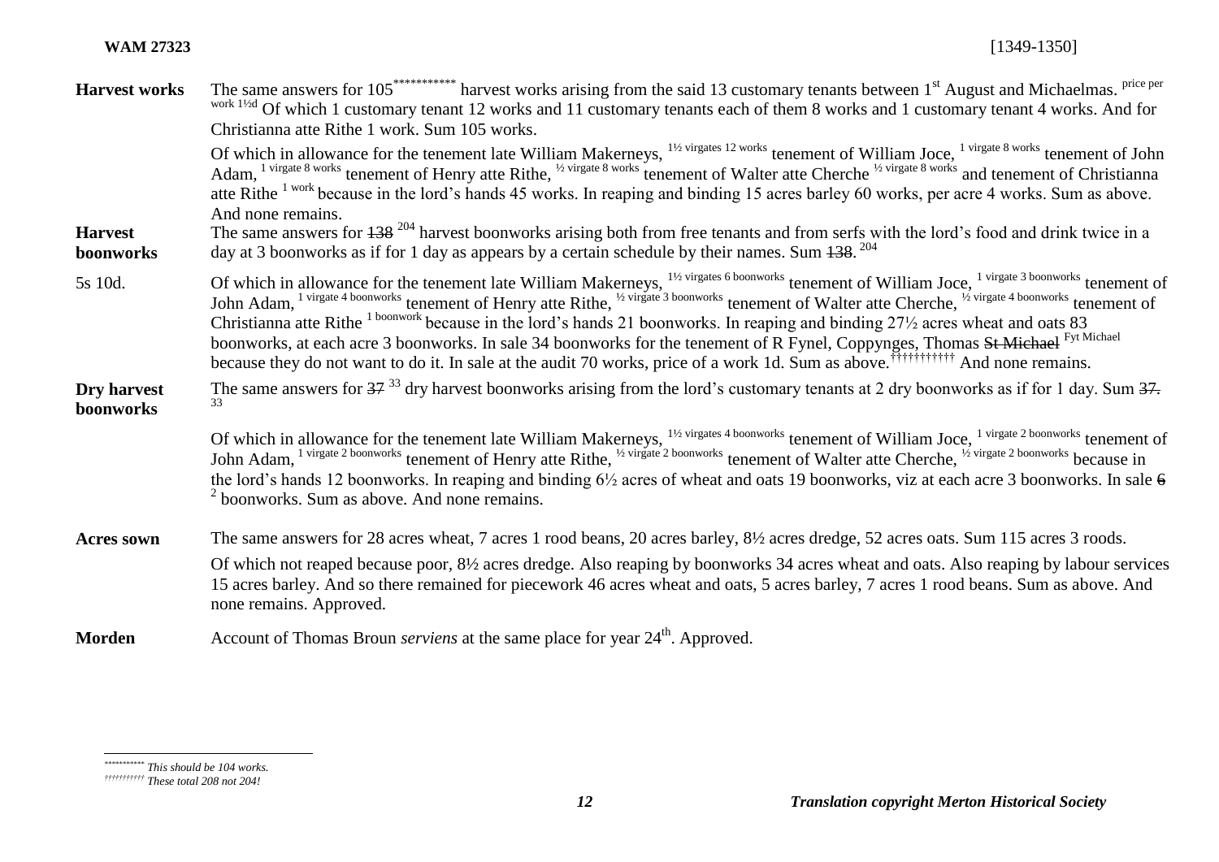**WAM 27323** [1349-1350]

| | |
|---|---|
| **Harvest works** | The same answers for 105[***********] harvest works arising from the said 13 customary tenants between 1st August and Michaelmas. [price per work 1½d] Of which 1 customary tenant 12 works and 11 customary tenants each of them 8 works and 1 customary tenant 4 works. And for Christianna atte Rithe 1 work. Sum 105 works. |
| | Of which in allowance for the tenement late William Makerneys, [1½ virgates 12 works] tenement of William Joce, [1 virgate 8 works] tenement of John Adam, [1 virgate 8 works] tenement of Henry atte Rithe, [½ virgate 8 works] tenement of Walter atte Cherche [½ virgate 8 works] and tenement of Christianna atte Rithe [1 work] because in the lord's hands 45 works. In reaping and binding 15 acres barley 60 works, per acre 4 works. Sum as above. And none remains. |
| **Harvest boonworks** | The same answers for ~~138~~ [204] harvest boonworks arising both from free tenants and from serfs with the lord's food and drink twice in a day at 3 boonworks as if for 1 day as appears by a certain schedule by their names. Sum ~~138~~. [204] |
| 5s 10d. | Of which in allowance for the tenement late William Makerneys, [1½ virgates 6 boonworks] tenement of William Joce, [1 virgate 3 boonworks] tenement of John Adam, [1 virgate 4 boonworks] tenement of Henry atte Rithe, [½ virgate 3 boonworks] tenement of Walter atte Cherche, [½ virgate 4 boonworks] tenement of Christianna atte Rithe [1 boonwork] because in the lord's hands 21 boonworks. In reaping and binding 27½ acres wheat and oats 83 boonworks, at each acre 3 boonworks. In sale 34 boonworks for the tenement of R Fynel, Coppynges, Thomas ~~St Michael~~ [Fyt Michael] because they do not want to do it. In sale at the audit 70 works, price of a work 1d. Sum as above.[†††††††††††] And none remains. |
| **Dry harvest boonworks** | The same answers for ~~37~~ [33] dry harvest boonworks arising from the lord's customary tenants at 2 dry boonworks as if for 1 day. Sum ~~37.~~ [33] |
| | Of which in allowance for the tenement late William Makerneys, [1½ virgates 4 boonworks] tenement of William Joce, [1 virgate 2 boonworks] tenement of John Adam, [1 virgate 2 boonworks] tenement of Henry atte Rithe, [½ virgate 2 boonworks] tenement of Walter atte Cherche, [½ virgate 2 boonworks] because in the lord's hands 12 boonworks. In reaping and binding 6½ acres of wheat and oats 19 boonworks, viz at each acre 3 boonworks. In sale ~~6~~ [2] boonworks. Sum as above. And none remains. |
| **Acres sown** | The same answers for 28 acres wheat, 7 acres 1 rood beans, 20 acres barley, 8½ acres dredge, 52 acres oats. Sum 115 acres 3 roods. |
| | Of which not reaped because poor, 8½ acres dredge. Also reaping by boonworks 34 acres wheat and oats. Also reaping by labour services 15 acres barley. And so there remained for piecework 46 acres wheat and oats, 5 acres barley, 7 acres 1 rood beans. Sum as above. And none remains. Approved. |
| **Morden** | Account of Thomas Broun *serviens* at the same place for year 24th. Approved. |

---

[***********] *This should be 104 works.*

[†††††††††††] *These total 208 not 204!*

***Translation copyright Merton Historical Society***